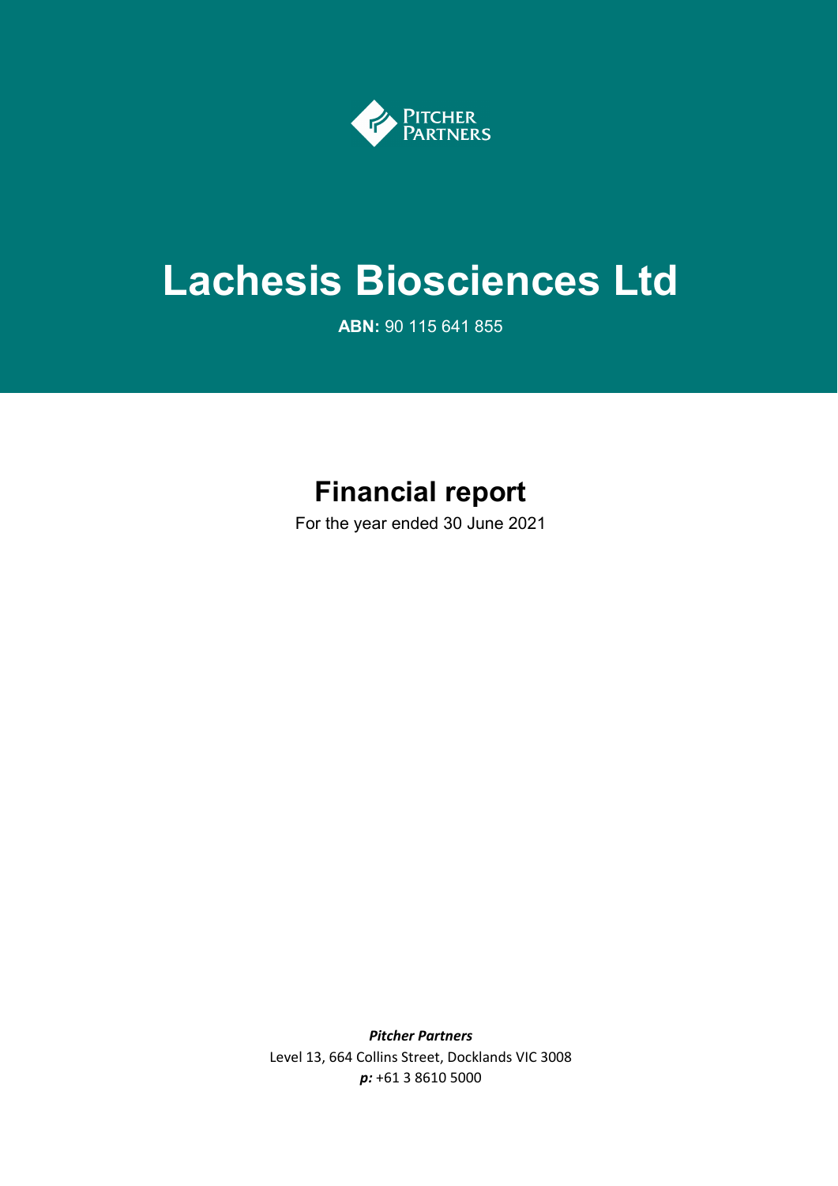Pitcher Partners

# Lachesis Biosciences Ltd

**ABN:** 90 115 641 855

## Financial report

For the year ended 30 June 2021

***Pitcher Partners***
Level 13, 664 Collins Street, Docklands VIC 3008
***p:*** +61 3 8610 5000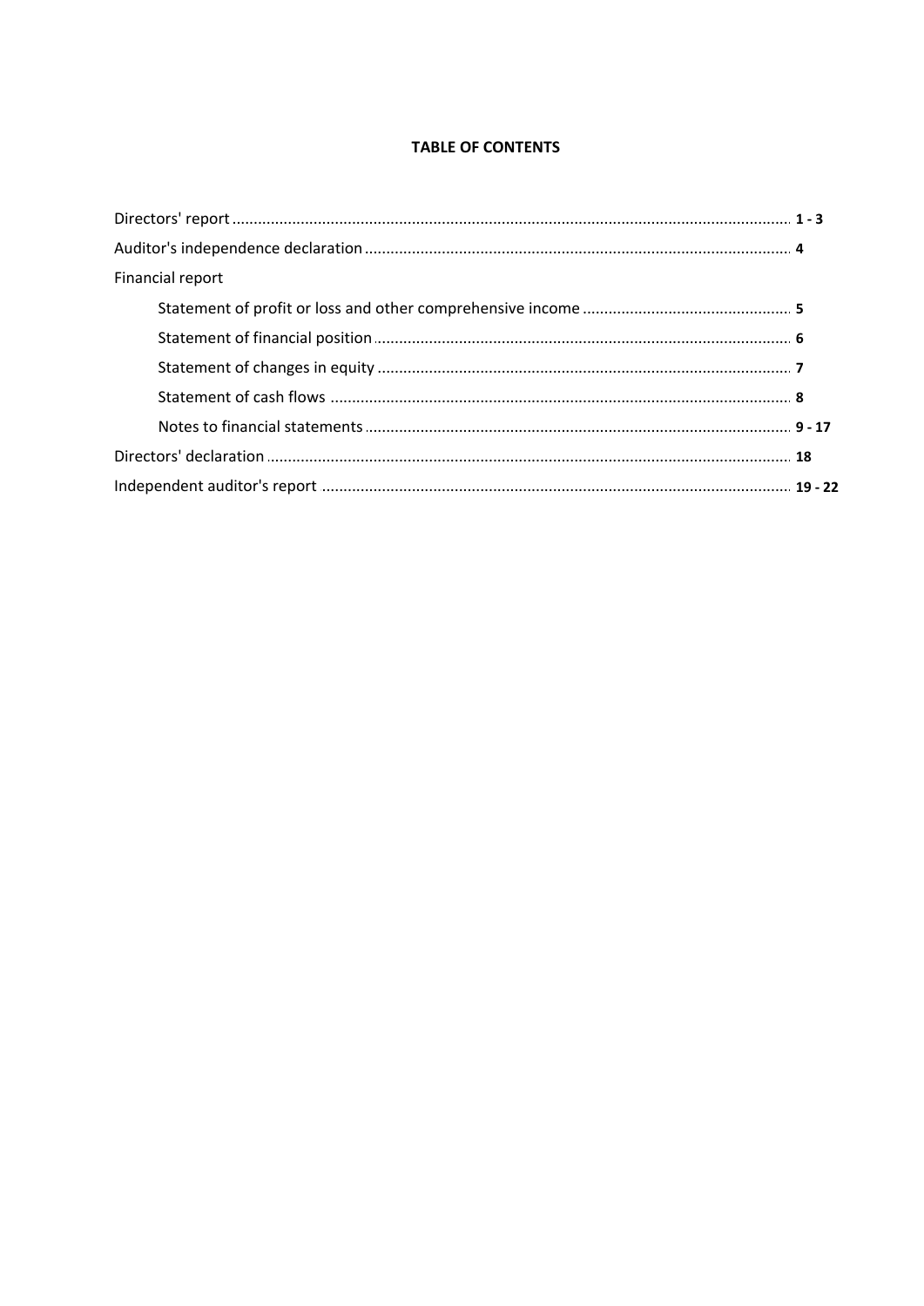**TABLE OF CONTENTS**

| | |
|---|---|
| Directors' report | **1 - 3** |
| Auditor's independence declaration | **4** |
| Financial report | |
| Statement of profit or loss and other comprehensive income | **5** |
| Statement of financial position | **6** |
| Statement of changes in equity | **7** |
| Statement of cash flows | **8** |
| Notes to financial statements | **9 - 17** |
| Directors' declaration | **18** |
| Independent auditor's report | **19 - 22** |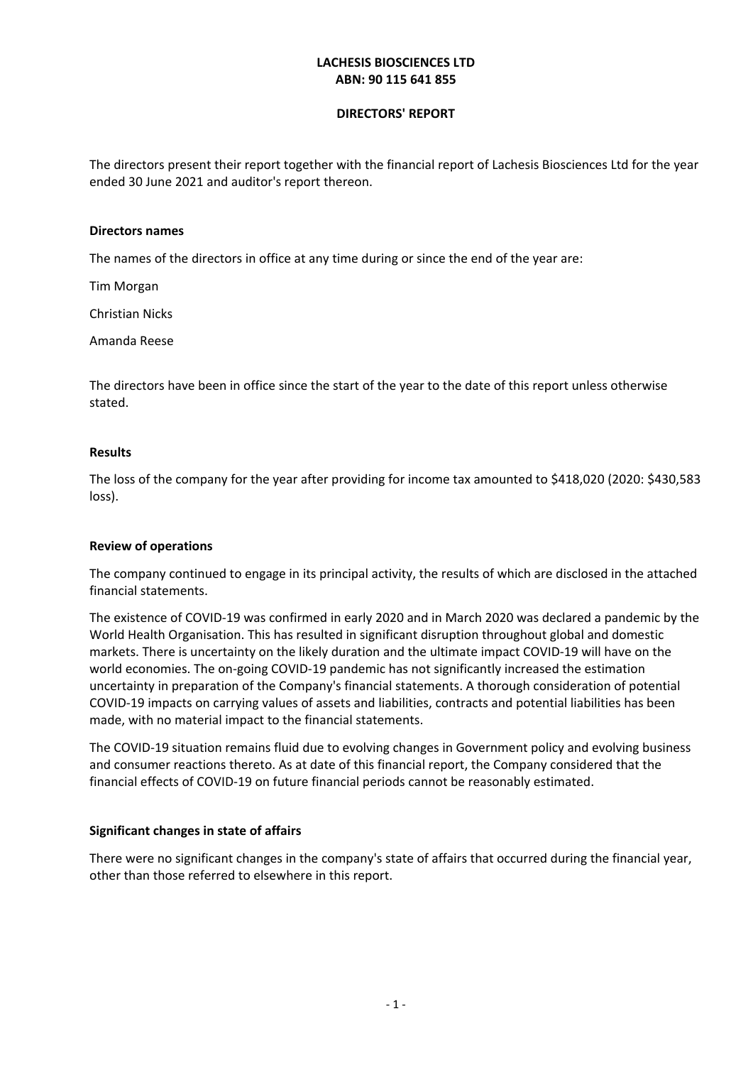**LACHESIS BIOSCIENCES LTD**
**ABN: 90 115 641 855**

# DIRECTORS' REPORT

The directors present their report together with the financial report of Lachesis Biosciences Ltd for the year ended 30 June 2021 and auditor's report thereon.

**Directors names**

The names of the directors in office at any time during or since the end of the year are:

Tim Morgan

Christian Nicks

Amanda Reese

The directors have been in office since the start of the year to the date of this report unless otherwise stated.

**Results**

The loss of the company for the year after providing for income tax amounted to $418,020 (2020: $430,583 loss).

**Review of operations**

The company continued to engage in its principal activity, the results of which are disclosed in the attached financial statements.

The existence of COVID-19 was confirmed in early 2020 and in March 2020 was declared a pandemic by the World Health Organisation. This has resulted in significant disruption throughout global and domestic markets. There is uncertainty on the likely duration and the ultimate impact COVID-19 will have on the world economies. The on-going COVID-19 pandemic has not significantly increased the estimation uncertainty in preparation of the Company's financial statements. A thorough consideration of potential COVID-19 impacts on carrying values of assets and liabilities, contracts and potential liabilities has been made, with no material impact to the financial statements.

The COVID-19 situation remains fluid due to evolving changes in Government policy and evolving business and consumer reactions thereto. As at date of this financial report, the Company considered that the financial effects of COVID-19 on future financial periods cannot be reasonably estimated.

**Significant changes in state of affairs**

There were no significant changes in the company's state of affairs that occurred during the financial year, other than those referred to elsewhere in this report.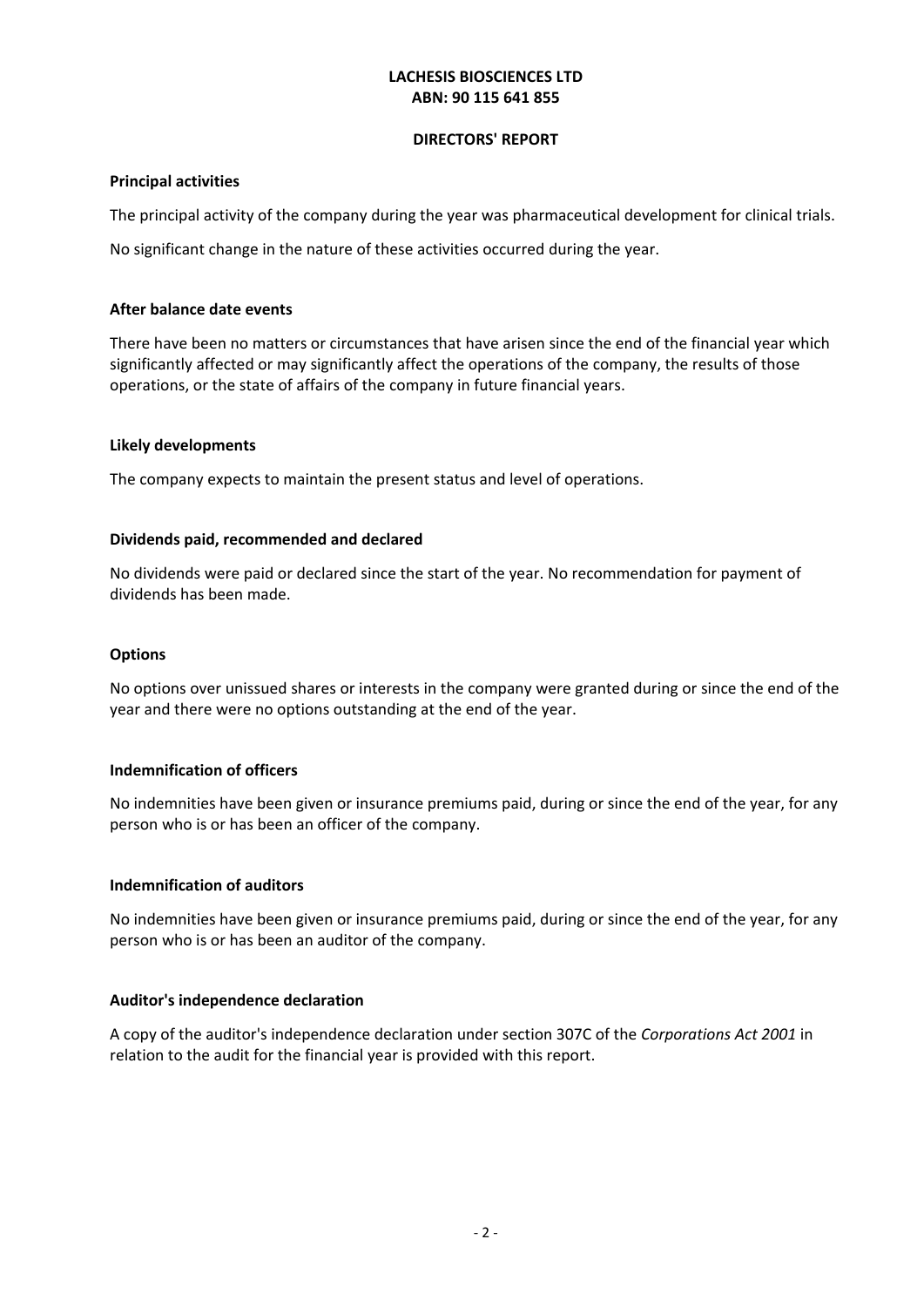**LACHESIS BIOSCIENCES LTD**
**ABN: 90 115 641 855**

**DIRECTORS' REPORT**

**Principal activities**

The principal activity of the company during the year was pharmaceutical development for clinical trials.

No significant change in the nature of these activities occurred during the year.

**After balance date events**

There have been no matters or circumstances that have arisen since the end of the financial year which significantly affected or may significantly affect the operations of the company, the results of those operations, or the state of affairs of the company in future financial years.

**Likely developments**

The company expects to maintain the present status and level of operations.

**Dividends paid, recommended and declared**

No dividends were paid or declared since the start of the year. No recommendation for payment of dividends has been made.

**Options**

No options over unissued shares or interests in the company were granted during or since the end of the year and there were no options outstanding at the end of the year.

**Indemnification of officers**

No indemnities have been given or insurance premiums paid, during or since the end of the year, for any person who is or has been an officer of the company.

**Indemnification of auditors**

No indemnities have been given or insurance premiums paid, during or since the end of the year, for any person who is or has been an auditor of the company.

**Auditor's independence declaration**

A copy of the auditor's independence declaration under section 307C of the *Corporations Act 2001* in relation to the audit for the financial year is provided with this report.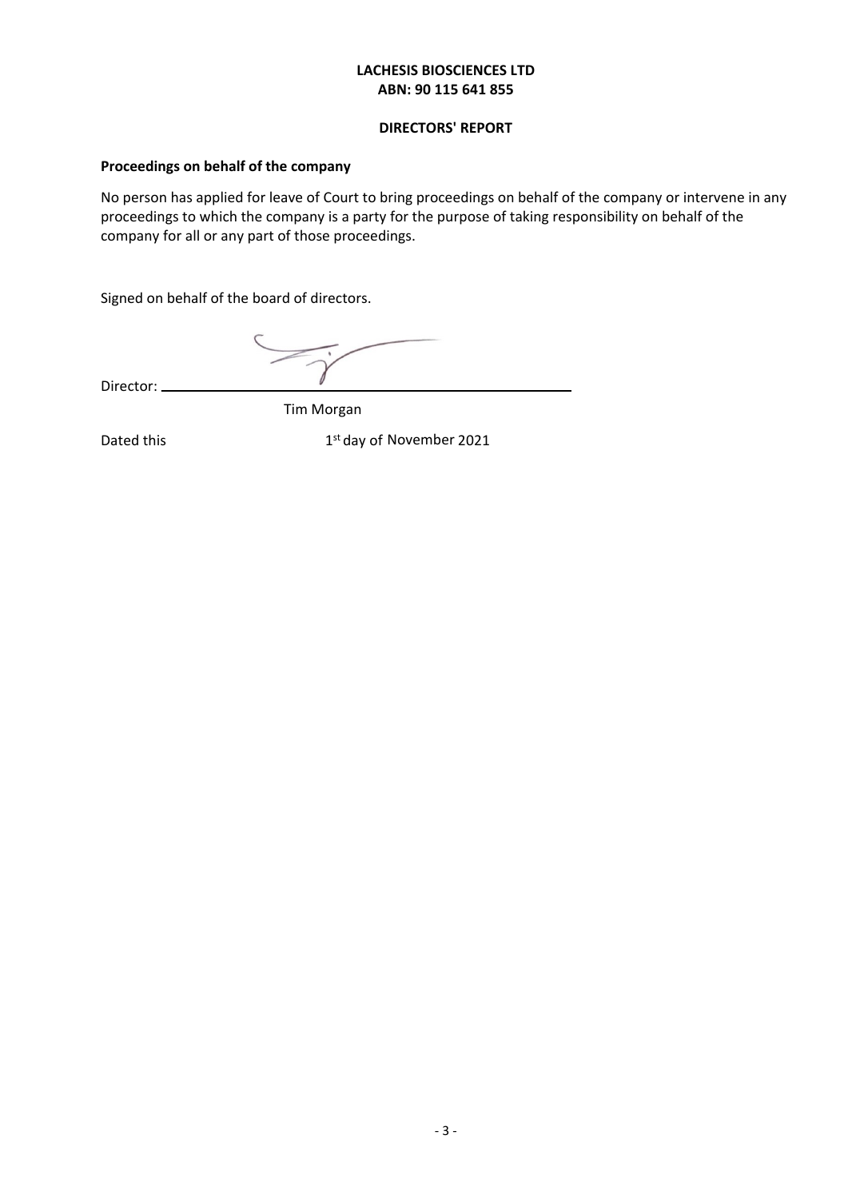**LACHESIS BIOSCIENCES LTD**
**ABN: 90 115 641 855**

**DIRECTORS' REPORT**

**Proceedings on behalf of the company**

No person has applied for leave of Court to bring proceedings on behalf of the company or intervene in any proceedings to which the company is a party for the purpose of taking responsibility on behalf of the company for all or any part of those proceedings.

Signed on behalf of the board of directors.

Director: ____________________

Tim Morgan

Dated this 1st day of November 2021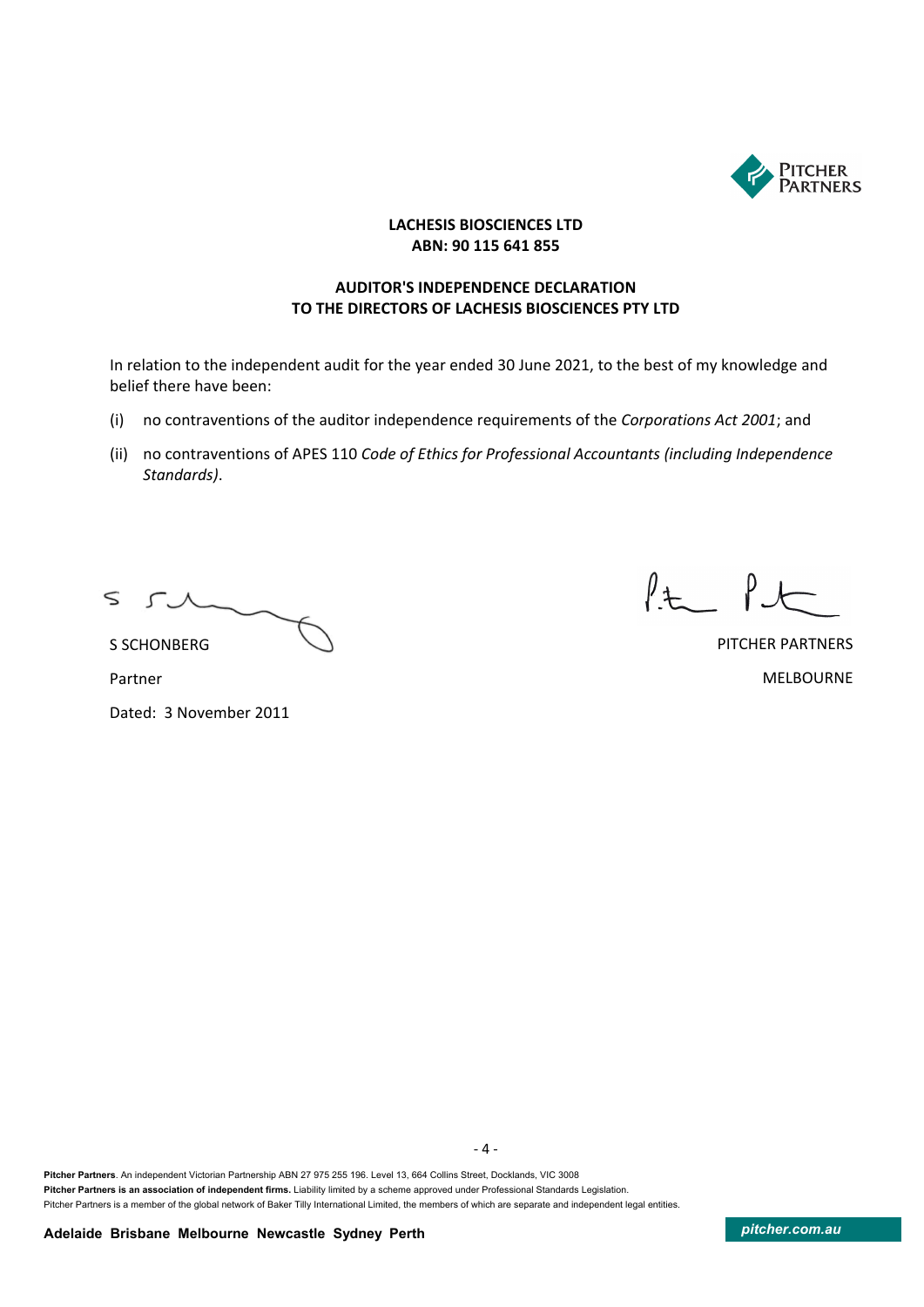**LACHESIS BIOSCIENCES LTD**
**ABN: 90 115 641 855**

**AUDITOR'S INDEPENDENCE DECLARATION**
**TO THE DIRECTORS OF LACHESIS BIOSCIENCES PTY LTD**

In relation to the independent audit for the year ended 30 June 2021, to the best of my knowledge and belief there have been:

(i) no contraventions of the auditor independence requirements of the *Corporations Act 2001*; and

(ii) no contraventions of APES 110 *Code of Ethics for Professional Accountants (including Independence Standards)*.

S SCHONBERG

Partner

Dated: 3 November 2011

PITCHER PARTNERS

MELBOURNE

**Pitcher Partners**. An independent Victorian Partnership ABN 27 975 255 196. Level 13, 664 Collins Street, Docklands, VIC 3008
**Pitcher Partners is an association of independent firms.** Liability limited by a scheme approved under Professional Standards Legislation.
Pitcher Partners is a member of the global network of Baker Tilly International Limited, the members of which are separate and independent legal entities.

**Adelaide Brisbane Melbourne Newcastle Sydney Perth** *pitcher.com.au*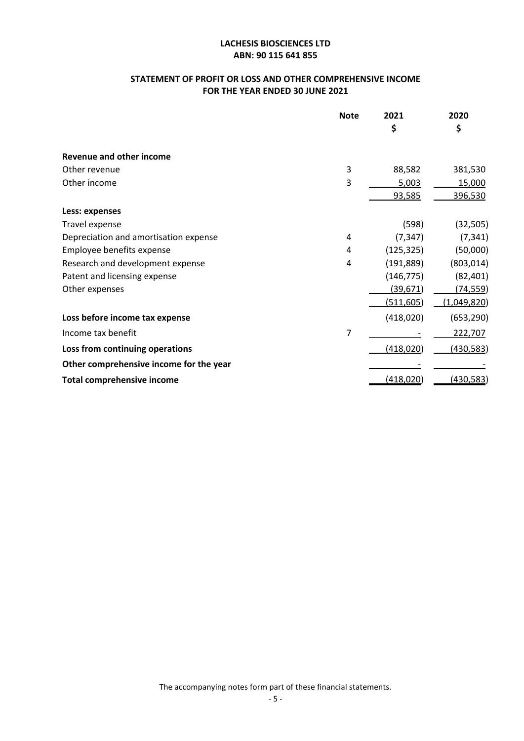**LACHESIS BIOSCIENCES LTD**
**ABN: 90 115 641 855**

## STATEMENT OF PROFIT OR LOSS AND OTHER COMPREHENSIVE INCOME FOR THE YEAR ENDED 30 JUNE 2021

| | Note | 2021 $ | 2020 $ |
|---|---|---|---|
| **Revenue and other income** | | | |
| Other revenue | 3 | 88,582 | 381,530 |
| Other income | 3 | 5,003 | 15,000 |
| | | 93,585 | 396,530 |
| **Less: expenses** | | | |
| Travel expense | | (598) | (32,505) |
| Depreciation and amortisation expense | 4 | (7,347) | (7,341) |
| Employee benefits expense | 4 | (125,325) | (50,000) |
| Research and development expense | 4 | (191,889) | (803,014) |
| Patent and licensing expense | | (146,775) | (82,401) |
| Other expenses | | (39,671) | (74,559) |
| | | (511,605) | (1,049,820) |
| **Loss before income tax expense** | | (418,020) | (653,290) |
| Income tax benefit | 7 | - | 222,707 |
| **Loss from continuing operations** | | (418,020) | (430,583) |
| **Other comprehensive income for the year** | | - | - |
| **Total comprehensive income** | | (418,020) | (430,583) |

The accompanying notes form part of these financial statements.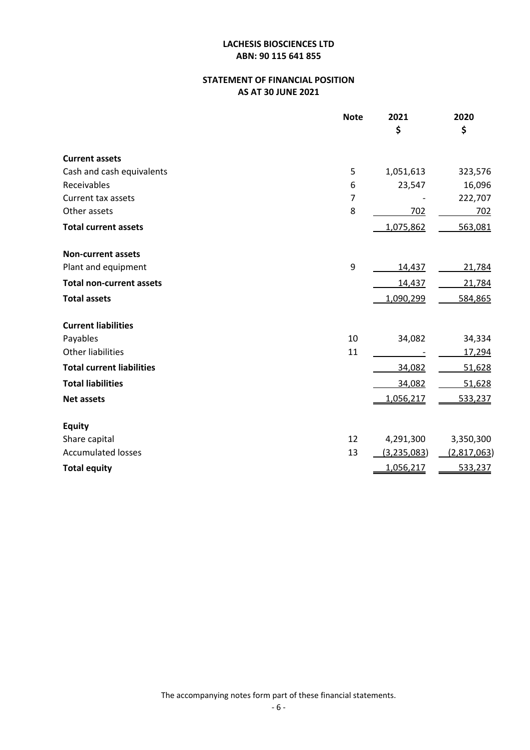**LACHESIS BIOSCIENCES LTD**
**ABN: 90 115 641 855**

# STATEMENT OF FINANCIAL POSITION
## AS AT 30 JUNE 2021

| | Note | 2021<br>$ | 2020<br>$ |
|---|---|---|---|
| **Current assets** | | | |
| Cash and cash equivalents | 5 | 1,051,613 | 323,576 |
| Receivables | 6 | 23,547 | 16,096 |
| Current tax assets | 7 | - | 222,707 |
| Other assets | 8 | 702 | 702 |
| **Total current assets** | | 1,075,862 | 563,081 |
| **Non-current assets** | | | |
| Plant and equipment | 9 | 14,437 | 21,784 |
| **Total non-current assets** | | 14,437 | 21,784 |
| **Total assets** | | 1,090,299 | 584,865 |
| **Current liabilities** | | | |
| Payables | 10 | 34,082 | 34,334 |
| Other liabilities | 11 | - | 17,294 |
| **Total current liabilities** | | 34,082 | 51,628 |
| **Total liabilities** | | 34,082 | 51,628 |
| **Net assets** | | 1,056,217 | 533,237 |
| **Equity** | | | |
| Share capital | 12 | 4,291,300 | 3,350,300 |
| Accumulated losses | 13 | (3,235,083) | (2,817,063) |
| **Total equity** | | 1,056,217 | 533,237 |

The accompanying notes form part of these financial statements.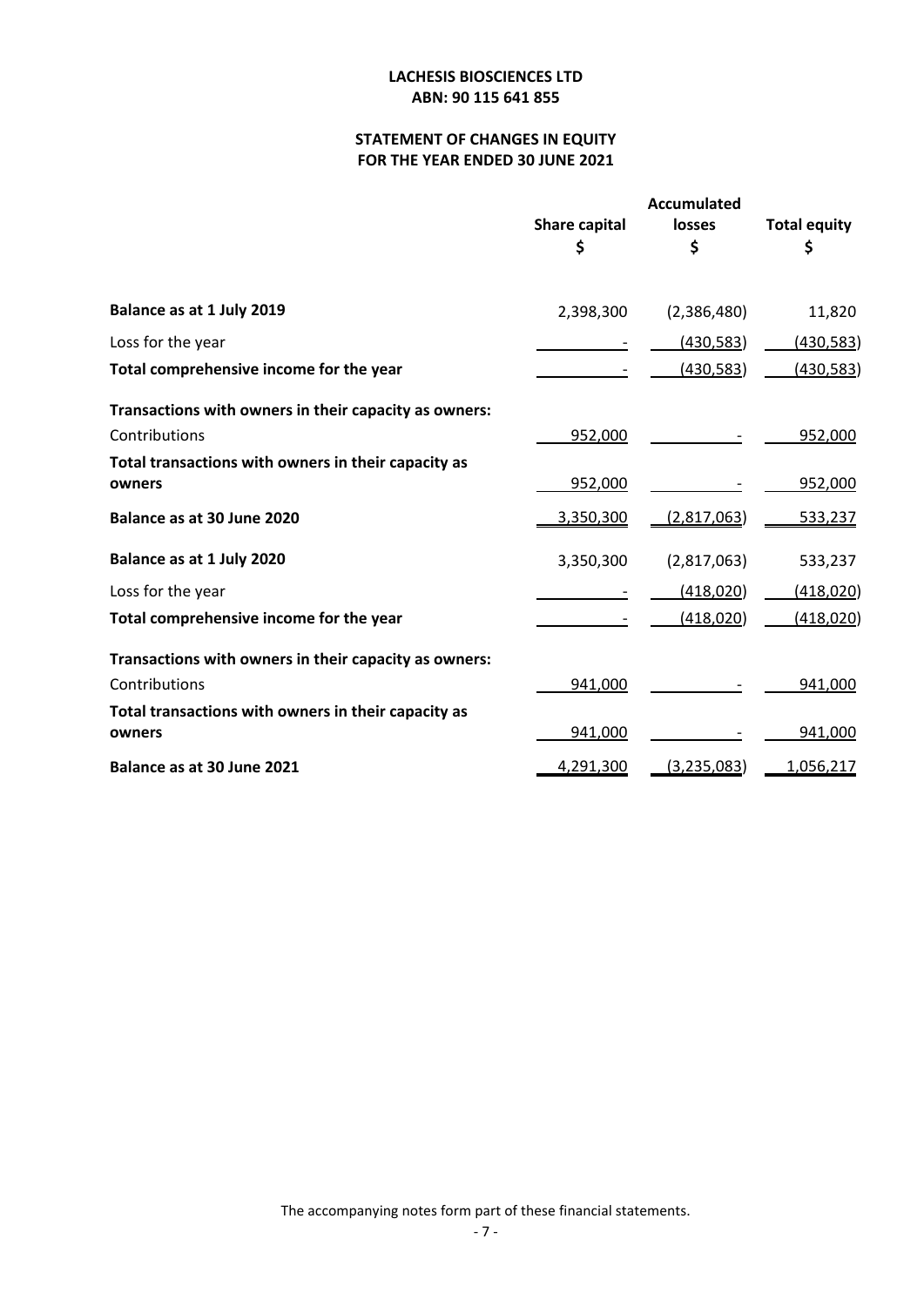**LACHESIS BIOSCIENCES LTD**
**ABN: 90 115 641 855**

**STATEMENT OF CHANGES IN EQUITY**
**FOR THE YEAR ENDED 30 JUNE 2021**

| | Share capital<br>$ | Accumulated losses<br>$ | Total equity<br>$ |
|---|---|---|---|
| **Balance as at 1 July 2019** | 2,398,300 | (2,386,480) | 11,820 |
| Loss for the year | - | (430,583) | (430,583) |
| **Total comprehensive income for the year** | - | (430,583) | (430,583) |
| **Transactions with owners in their capacity as owners:** | | | |
| Contributions | 952,000 | - | 952,000 |
| **Total transactions with owners in their capacity as owners** | 952,000 | - | 952,000 |
| **Balance as at 30 June 2020** | 3,350,300 | (2,817,063) | 533,237 |
| **Balance as at 1 July 2020** | 3,350,300 | (2,817,063) | 533,237 |
| Loss for the year | - | (418,020) | (418,020) |
| **Total comprehensive income for the year** | - | (418,020) | (418,020) |
| **Transactions with owners in their capacity as owners:** | | | |
| Contributions | 941,000 | - | 941,000 |
| **Total transactions with owners in their capacity as owners** | 941,000 | - | 941,000 |
| **Balance as at 30 June 2021** | 4,291,300 | (3,235,083) | 1,056,217 |

The accompanying notes form part of these financial statements.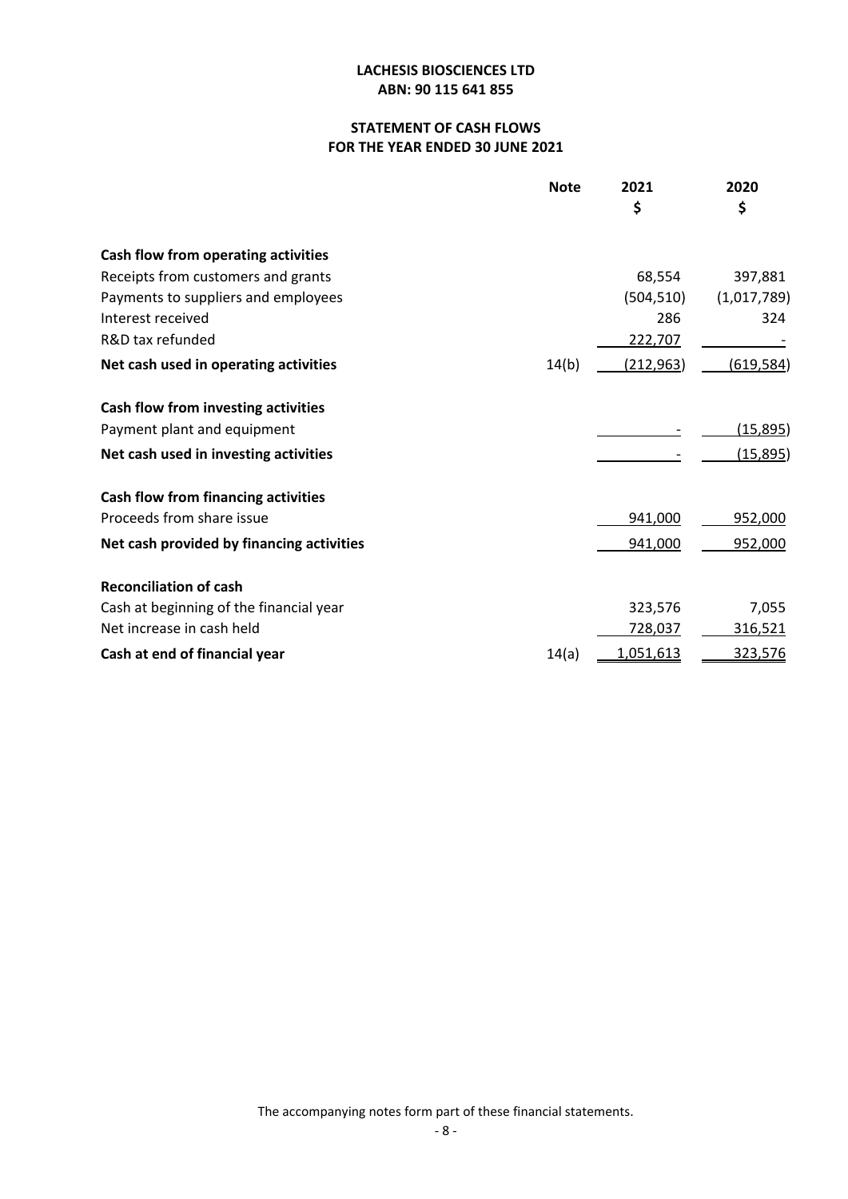**LACHESIS BIOSCIENCES LTD**
**ABN: 90 115 641 855**

**STATEMENT OF CASH FLOWS**
**FOR THE YEAR ENDED 30 JUNE 2021**

| | Note | 2021 $ | 2020 $ |
|---|---|---|---|
| **Cash flow from operating activities** | | | |
| Receipts from customers and grants | | 68,554 | 397,881 |
| Payments to suppliers and employees | | (504,510) | (1,017,789) |
| Interest received | | 286 | 324 |
| R&D tax refunded | | 222,707 | - |
| **Net cash used in operating activities** | 14(b) | (212,963) | (619,584) |
| **Cash flow from investing activities** | | | |
| Payment plant and equipment | | - | (15,895) |
| **Net cash used in investing activities** | | - | (15,895) |
| **Cash flow from financing activities** | | | |
| Proceeds from share issue | | 941,000 | 952,000 |
| **Net cash provided by financing activities** | | 941,000 | 952,000 |
| **Reconciliation of cash** | | | |
| Cash at beginning of the financial year | | 323,576 | 7,055 |
| Net increase in cash held | | 728,037 | 316,521 |
| **Cash at end of financial year** | 14(a) | 1,051,613 | 323,576 |

The accompanying notes form part of these financial statements.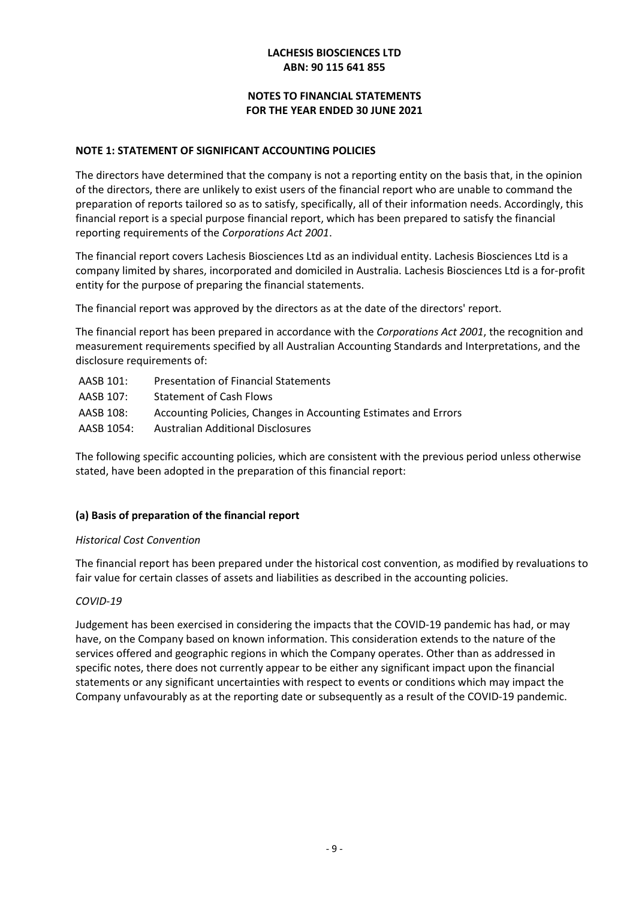**LACHESIS BIOSCIENCES LTD**
**ABN: 90 115 641 855**

**NOTES TO FINANCIAL STATEMENTS**
**FOR THE YEAR ENDED 30 JUNE 2021**

## NOTE 1: STATEMENT OF SIGNIFICANT ACCOUNTING POLICIES

The directors have determined that the company is not a reporting entity on the basis that, in the opinion of the directors, there are unlikely to exist users of the financial report who are unable to command the preparation of reports tailored so as to satisfy, specifically, all of their information needs. Accordingly, this financial report is a special purpose financial report, which has been prepared to satisfy the financial reporting requirements of the *Corporations Act 2001*.

The financial report covers Lachesis Biosciences Ltd as an individual entity. Lachesis Biosciences Ltd is a company limited by shares, incorporated and domiciled in Australia. Lachesis Biosciences Ltd is a for-profit entity for the purpose of preparing the financial statements.

The financial report was approved by the directors as at the date of the directors' report.

The financial report has been prepared in accordance with the *Corporations Act 2001*, the recognition and measurement requirements specified by all Australian Accounting Standards and Interpretations, and the disclosure requirements of:

| | |
|---|---|
| AASB 101: | Presentation of Financial Statements |
| AASB 107: | Statement of Cash Flows |
| AASB 108: | Accounting Policies, Changes in Accounting Estimates and Errors |
| AASB 1054: | Australian Additional Disclosures |

The following specific accounting policies, which are consistent with the previous period unless otherwise stated, have been adopted in the preparation of this financial report:

### (a) Basis of preparation of the financial report

*Historical Cost Convention*

The financial report has been prepared under the historical cost convention, as modified by revaluations to fair value for certain classes of assets and liabilities as described in the accounting policies.

*COVID-19*

Judgement has been exercised in considering the impacts that the COVID-19 pandemic has had, or may have, on the Company based on known information. This consideration extends to the nature of the services offered and geographic regions in which the Company operates. Other than as addressed in specific notes, there does not currently appear to be either any significant impact upon the financial statements or any significant uncertainties with respect to events or conditions which may impact the Company unfavourably as at the reporting date or subsequently as a result of the COVID-19 pandemic.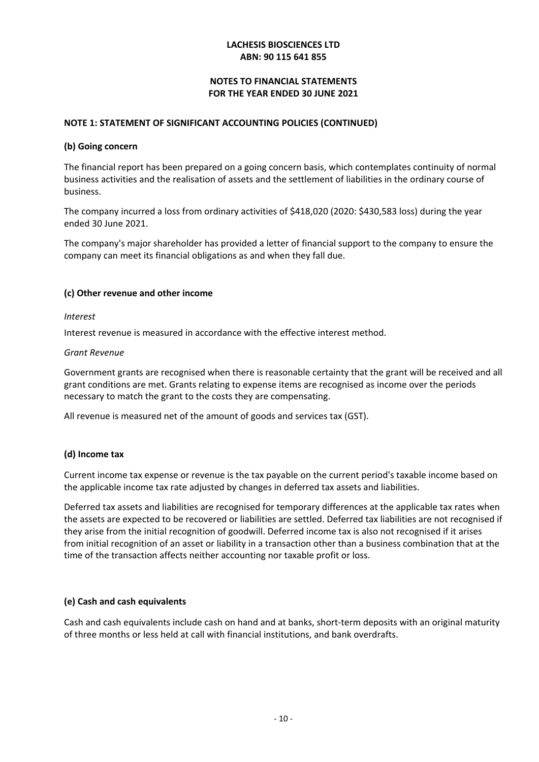**LACHESIS BIOSCIENCES LTD**
**ABN: 90 115 641 855**

**NOTES TO FINANCIAL STATEMENTS**
**FOR THE YEAR ENDED 30 JUNE 2021**

### NOTE 1: STATEMENT OF SIGNIFICANT ACCOUNTING POLICIES (CONTINUED)

#### (b) Going concern

The financial report has been prepared on a going concern basis, which contemplates continuity of normal business activities and the realisation of assets and the settlement of liabilities in the ordinary course of business.

The company incurred a loss from ordinary activities of $418,020 (2020: $430,583 loss) during the year ended 30 June 2021.

The company's major shareholder has provided a letter of financial support to the company to ensure the company can meet its financial obligations as and when they fall due.

#### (c) Other revenue and other income

*Interest*

Interest revenue is measured in accordance with the effective interest method.

*Grant Revenue*

Government grants are recognised when there is reasonable certainty that the grant will be received and all grant conditions are met. Grants relating to expense items are recognised as income over the periods necessary to match the grant to the costs they are compensating.

All revenue is measured net of the amount of goods and services tax (GST).

#### (d) Income tax

Current income tax expense or revenue is the tax payable on the current period's taxable income based on the applicable income tax rate adjusted by changes in deferred tax assets and liabilities.

Deferred tax assets and liabilities are recognised for temporary differences at the applicable tax rates when the assets are expected to be recovered or liabilities are settled. Deferred tax liabilities are not recognised if they arise from the initial recognition of goodwill. Deferred income tax is also not recognised if it arises from initial recognition of an asset or liability in a transaction other than a business combination that at the time of the transaction affects neither accounting nor taxable profit or loss.

#### (e) Cash and cash equivalents

Cash and cash equivalents include cash on hand and at banks, short-term deposits with an original maturity of three months or less held at call with financial institutions, and bank overdrafts.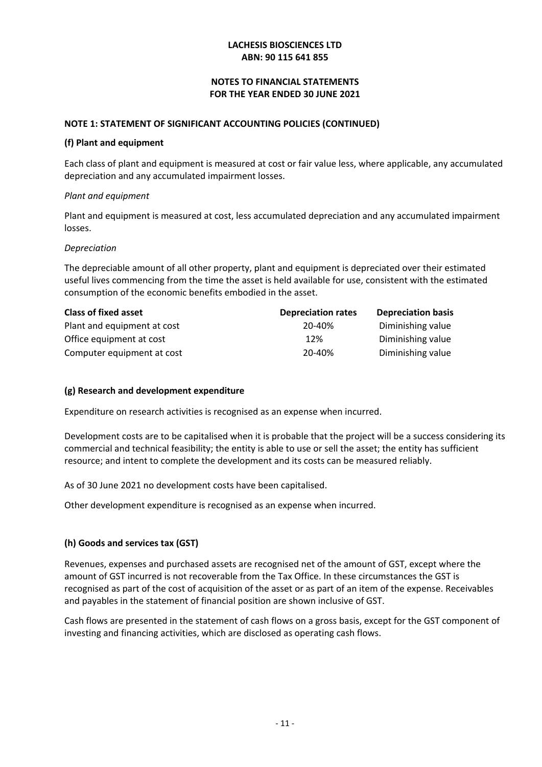**LACHESIS BIOSCIENCES LTD**
**ABN: 90 115 641 855**

**NOTES TO FINANCIAL STATEMENTS**
**FOR THE YEAR ENDED 30 JUNE 2021**

**NOTE 1: STATEMENT OF SIGNIFICANT ACCOUNTING POLICIES (CONTINUED)**

**(f) Plant and equipment**

Each class of plant and equipment is measured at cost or fair value less, where applicable, any accumulated depreciation and any accumulated impairment losses.

*Plant and equipment*

Plant and equipment is measured at cost, less accumulated depreciation and any accumulated impairment losses.

*Depreciation*

The depreciable amount of all other property, plant and equipment is depreciated over their estimated useful lives commencing from the time the asset is held available for use, consistent with the estimated consumption of the economic benefits embodied in the asset.

| Class of fixed asset | Depreciation rates | Depreciation basis |
|---|---|---|
| Plant and equipment at cost | 20-40% | Diminishing value |
| Office equipment at cost | 12% | Diminishing value |
| Computer equipment at cost | 20-40% | Diminishing value |

**(g) Research and development expenditure**

Expenditure on research activities is recognised as an expense when incurred.

Development costs are to be capitalised when it is probable that the project will be a success considering its commercial and technical feasibility; the entity is able to use or sell the asset; the entity has sufficient resource; and intent to complete the development and its costs can be measured reliably.

As of 30 June 2021 no development costs have been capitalised.

Other development expenditure is recognised as an expense when incurred.

**(h) Goods and services tax (GST)**

Revenues, expenses and purchased assets are recognised net of the amount of GST, except where the amount of GST incurred is not recoverable from the Tax Office. In these circumstances the GST is recognised as part of the cost of acquisition of the asset or as part of an item of the expense. Receivables and payables in the statement of financial position are shown inclusive of GST.

Cash flows are presented in the statement of cash flows on a gross basis, except for the GST component of investing and financing activities, which are disclosed as operating cash flows.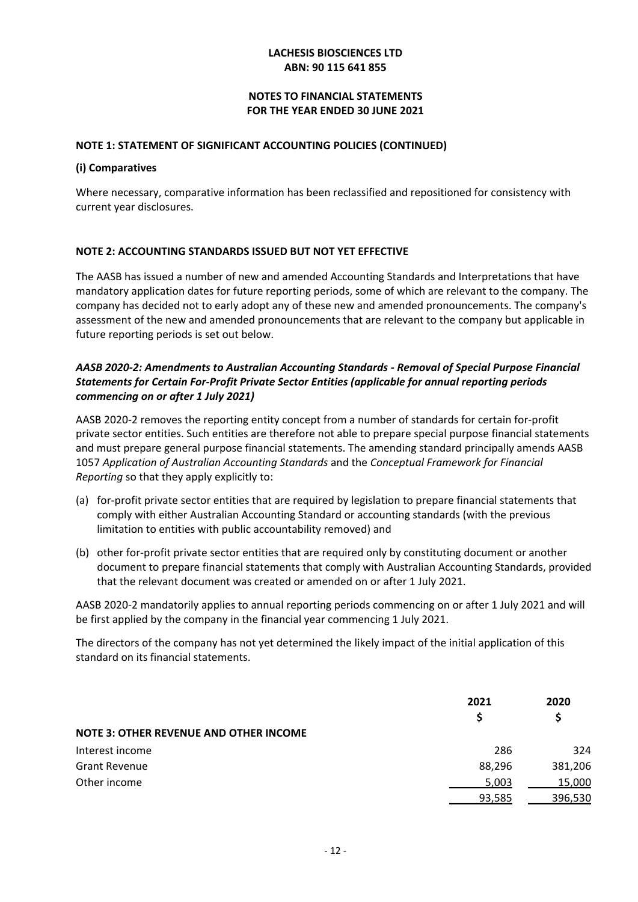**LACHESIS BIOSCIENCES LTD**
**ABN: 90 115 641 855**

**NOTES TO FINANCIAL STATEMENTS**
**FOR THE YEAR ENDED 30 JUNE 2021**

## NOTE 1: STATEMENT OF SIGNIFICANT ACCOUNTING POLICIES (CONTINUED)

### (i) Comparatives

Where necessary, comparative information has been reclassified and repositioned for consistency with current year disclosures.

## NOTE 2: ACCOUNTING STANDARDS ISSUED BUT NOT YET EFFECTIVE

The AASB has issued a number of new and amended Accounting Standards and Interpretations that have mandatory application dates for future reporting periods, some of which are relevant to the company. The company has decided not to early adopt any of these new and amended pronouncements. The company's assessment of the new and amended pronouncements that are relevant to the company but applicable in future reporting periods is set out below.

***AASB 2020-2: Amendments to Australian Accounting Standards - Removal of Special Purpose Financial Statements for Certain For-Profit Private Sector Entities (applicable for annual reporting periods commencing on or after 1 July 2021)***

AASB 2020-2 removes the reporting entity concept from a number of standards for certain for-profit private sector entities. Such entities are therefore not able to prepare special purpose financial statements and must prepare general purpose financial statements. The amending standard principally amends AASB 1057 *Application of Australian Accounting Standards* and the *Conceptual Framework for Financial Reporting* so that they apply explicitly to:

(a) for-profit private sector entities that are required by legislation to prepare financial statements that comply with either Australian Accounting Standard or accounting standards (with the previous limitation to entities with public accountability removed) and

(b) other for-profit private sector entities that are required only by constituting document or another document to prepare financial statements that comply with Australian Accounting Standards, provided that the relevant document was created or amended on or after 1 July 2021.

AASB 2020-2 mandatorily applies to annual reporting periods commencing on or after 1 July 2021 and will be first applied by the company in the financial year commencing 1 July 2021.

The directors of the company has not yet determined the likely impact of the initial application of this standard on its financial statements.

| | 2021 | 2020 |
|---|---|---|
| | $ | $ |
| **NOTE 3: OTHER REVENUE AND OTHER INCOME** | | |
| Interest income | 286 | 324 |
| Grant Revenue | 88,296 | 381,206 |
| Other income | 5,003 | 15,000 |
| | 93,585 | 396,530 |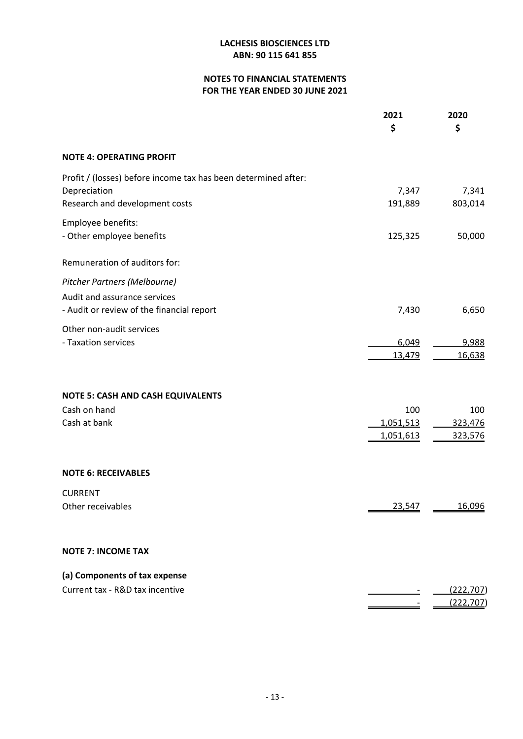**LACHESIS BIOSCIENCES LTD**
**ABN: 90 115 641 855**

**NOTES TO FINANCIAL STATEMENTS**
**FOR THE YEAR ENDED 30 JUNE 2021**

| | 2021<br>$ | 2020<br>$ |
|---|---|---|
| **NOTE 4: OPERATING PROFIT** | | |
| Profit / (losses) before income tax has been determined after: | | |
| Depreciation | 7,347 | 7,341 |
| Research and development costs | 191,889 | 803,014 |
| Employee benefits: | | |
| - Other employee benefits | 125,325 | 50,000 |
| Remuneration of auditors for: | | |
| *Pitcher Partners (Melbourne)* | | |
| Audit and assurance services | | |
| - Audit or review of the financial report | 7,430 | 6,650 |
| Other non-audit services | | |
| - Taxation services | 6,049 | 9,988 |
| | 13,479 | 16,638 |
| **NOTE 5: CASH AND CASH EQUIVALENTS** | | |
| Cash on hand | 100 | 100 |
| Cash at bank | 1,051,513 | 323,476 |
| | 1,051,613 | 323,576 |
| **NOTE 6: RECEIVABLES** | | |
| CURRENT | | |
| Other receivables | 23,547 | 16,096 |
| **NOTE 7: INCOME TAX** | | |
| **(a) Components of tax expense** | | |
| Current tax - R&D tax incentive | - | (222,707) |
| | - | (222,707) |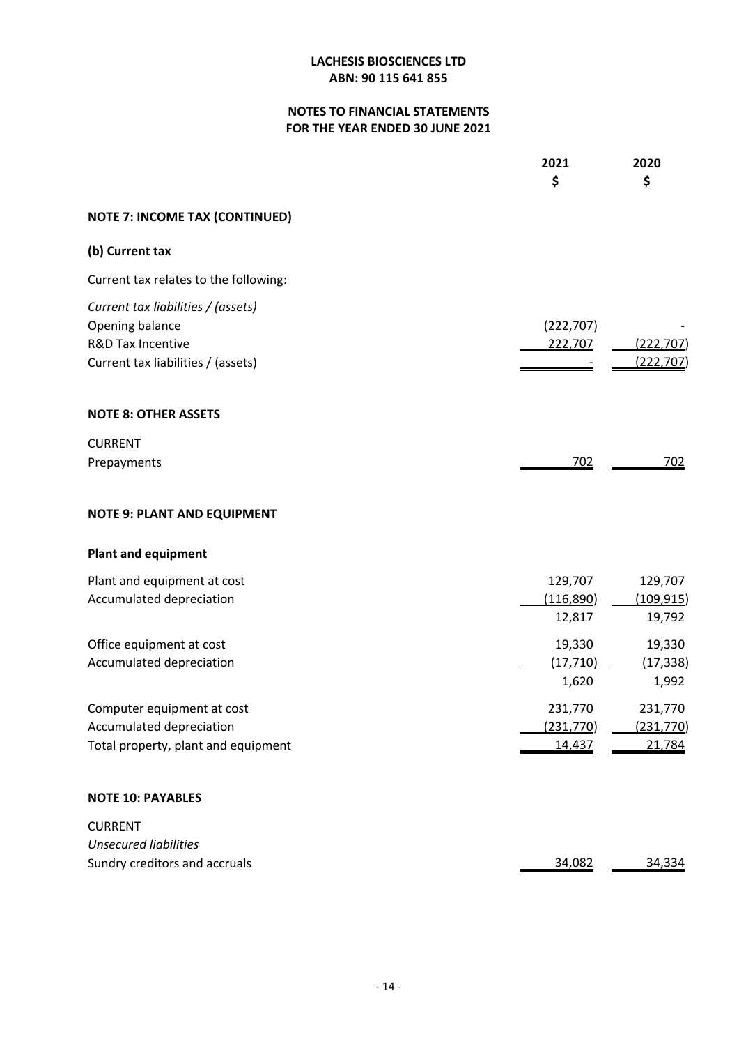**LACHESIS BIOSCIENCES LTD**
**ABN: 90 115 641 855**

**NOTES TO FINANCIAL STATEMENTS**
**FOR THE YEAR ENDED 30 JUNE 2021**

| | 2021<br>$ | 2020<br>$ |
|---|---|---|
| **NOTE 7: INCOME TAX (CONTINUED)** | | |
| **(b) Current tax** | | |
| Current tax relates to the following: | | |
| *Current tax liabilities / (assets)* | | |
| Opening balance | (222,707) | - |
| R&D Tax Incentive | 222,707 | (222,707) |
| Current tax liabilities / (assets) | - | (222,707) |

**NOTE 8: OTHER ASSETS**

| | 2021<br>$ | 2020<br>$ |
|---|---|---|
| CURRENT | | |
| Prepayments | 702 | 702 |

**NOTE 9: PLANT AND EQUIPMENT**

| | 2021<br>$ | 2020<br>$ |
|---|---|---|
| **Plant and equipment** | | |
| Plant and equipment at cost | 129,707 | 129,707 |
| Accumulated depreciation | (116,890) | (109,915) |
| | 12,817 | 19,792 |
| Office equipment at cost | 19,330 | 19,330 |
| Accumulated depreciation | (17,710) | (17,338) |
| | 1,620 | 1,992 |
| Computer equipment at cost | 231,770 | 231,770 |
| Accumulated depreciation | (231,770) | (231,770) |
| Total property, plant and equipment | 14,437 | 21,784 |

**NOTE 10: PAYABLES**

| | 2021<br>$ | 2020<br>$ |
|---|---|---|
| CURRENT | | |
| *Unsecured liabilities* | | |
| Sundry creditors and accruals | 34,082 | 34,334 |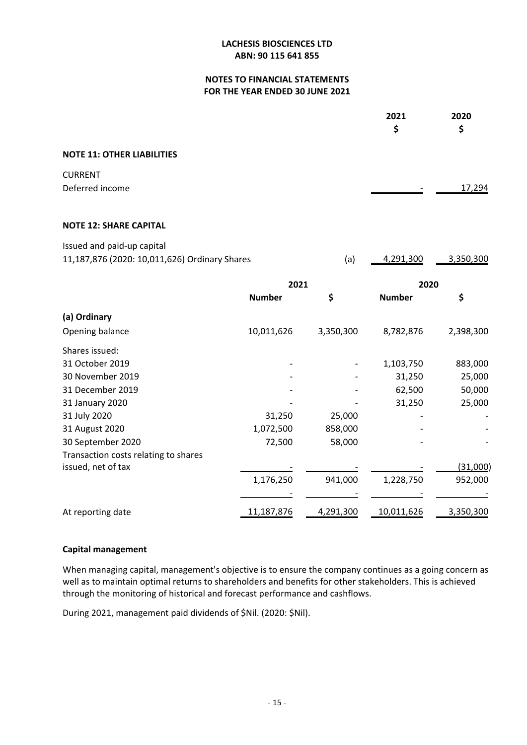# LACHESIS BIOSCIENCES LTD
## ABN: 90 115 641 855

## NOTES TO FINANCIAL STATEMENTS
## FOR THE YEAR ENDED 30 JUNE 2021

| | | 2021<br>$ | 2020<br>$ |
|---|---|---|---|
| **NOTE 11: OTHER LIABILITIES** | | | |
| CURRENT | | | |
| Deferred income | | - | 17,294 |

### NOTE 12: SHARE CAPITAL

| | | 2021<br>$ | 2020<br>$ |
|---|---|---|---|
| Issued and paid-up capital | | | |
| 11,187,876 (2020: 10,011,626) Ordinary Shares | (a) | 4,291,300 | 3,350,300 |

| | 2021 | | 2020 | |
|---|---|---|---|---|
| | **Number** | **$** | **Number** | **$** |
| **(a) Ordinary** | | | | |
| Opening balance | 10,011,626 | 3,350,300 | 8,782,876 | 2,398,300 |
| Shares issued: | | | | |
| 31 October 2019 | - | - | 1,103,750 | 883,000 |
| 30 November 2019 | - | - | 31,250 | 25,000 |
| 31 December 2019 | - | - | 62,500 | 50,000 |
| 31 January 2020 | - | - | 31,250 | 25,000 |
| 31 July 2020 | 31,250 | 25,000 | - | - |
| 31 August 2020 | 1,072,500 | 858,000 | - | - |
| 30 September 2020 | 72,500 | 58,000 | - | - |
| Transaction costs relating to shares issued, net of tax | - | - | - | (31,000) |
| | 1,176,250 | 941,000 | 1,228,750 | 952,000 |
| | - | - | - | - |
| At reporting date | 11,187,876 | 4,291,300 | 10,011,626 | 3,350,300 |

**Capital management**

When managing capital, management's objective is to ensure the company continues as a going concern as well as to maintain optimal returns to shareholders and benefits for other stakeholders. This is achieved through the monitoring of historical and forecast performance and cashflows.

During 2021, management paid dividends of $Nil. (2020: $Nil).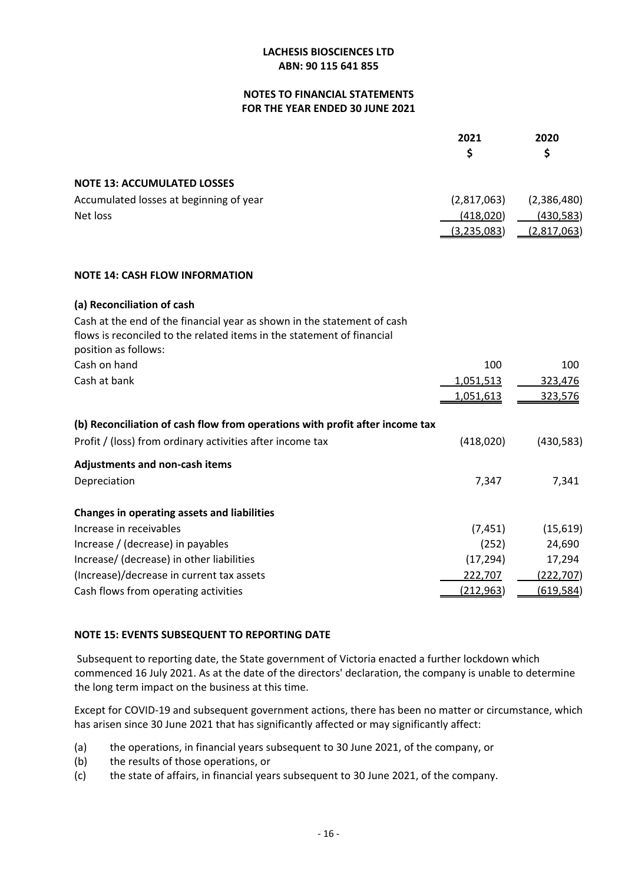**LACHESIS BIOSCIENCES LTD**
**ABN: 90 115 641 855**

**NOTES TO FINANCIAL STATEMENTS**
**FOR THE YEAR ENDED 30 JUNE 2021**

| | 2021 $ | 2020 $ |
|---|---|---|
| **NOTE 13: ACCUMULATED LOSSES** | | |
| Accumulated losses at beginning of year | (2,817,063) | (2,386,480) |
| Net loss | (418,020) | (430,583) |
| | (3,235,083) | (2,817,063) |

**NOTE 14: CASH FLOW INFORMATION**

**(a) Reconciliation of cash**

Cash at the end of the financial year as shown in the statement of cash flows is reconciled to the related items in the statement of financial position as follows:

| | 2021 $ | 2020 $ |
|---|---|---|
| Cash on hand | 100 | 100 |
| Cash at bank | 1,051,513 | 323,476 |
| | 1,051,613 | 323,576 |

**(b) Reconciliation of cash flow from operations with profit after income tax**

| | 2021 $ | 2020 $ |
|---|---|---|
| Profit / (loss) from ordinary activities after income tax | (418,020) | (430,583) |
| **Adjustments and non-cash items** | | |
| Depreciation | 7,347 | 7,341 |
| **Changes in operating assets and liabilities** | | |
| Increase in receivables | (7,451) | (15,619) |
| Increase / (decrease) in payables | (252) | 24,690 |
| Increase/ (decrease) in other liabilities | (17,294) | 17,294 |
| (Increase)/decrease in current tax assets | 222,707 | (222,707) |
| Cash flows from operating activities | (212,963) | (619,584) |

**NOTE 15: EVENTS SUBSEQUENT TO REPORTING DATE**

Subsequent to reporting date, the State government of Victoria enacted a further lockdown which commenced 16 July 2021. As at the date of the directors' declaration, the company is unable to determine the long term impact on the business at this time.

Except for COVID-19 and subsequent government actions, there has been no matter or circumstance, which has arisen since 30 June 2021 that has significantly affected or may significantly affect:

(a) the operations, in financial years subsequent to 30 June 2021, of the company, or
(b) the results of those operations, or
(c) the state of affairs, in financial years subsequent to 30 June 2021, of the company.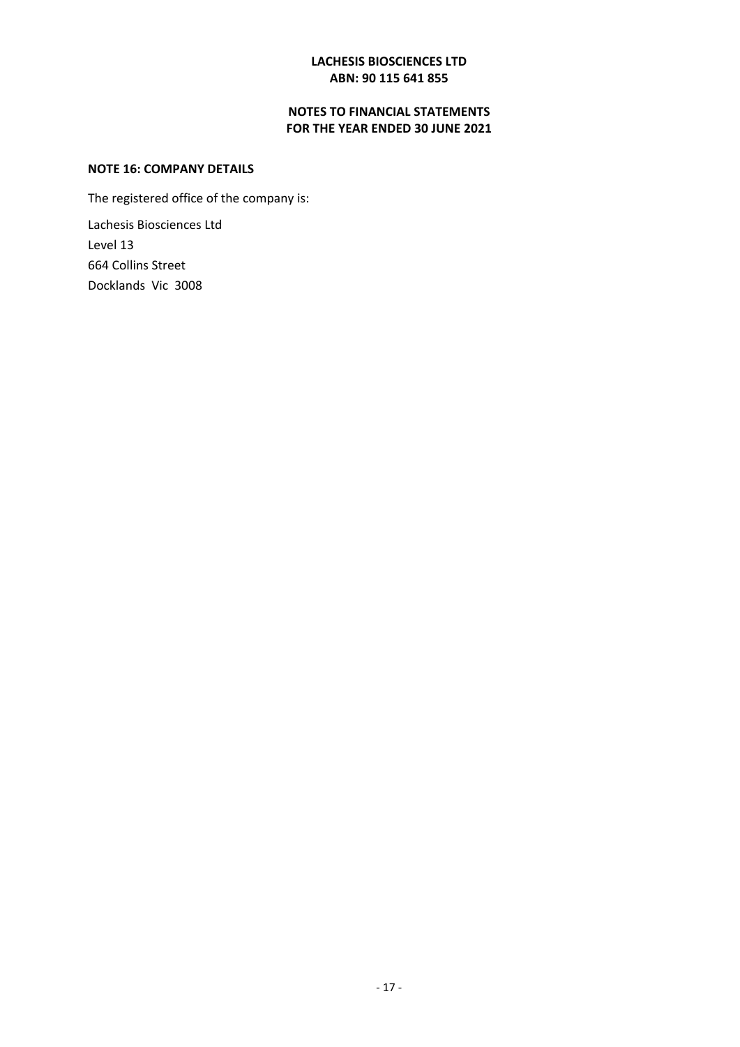**LACHESIS BIOSCIENCES LTD**
**ABN: 90 115 641 855**

**NOTES TO FINANCIAL STATEMENTS**
**FOR THE YEAR ENDED 30 JUNE 2021**

**NOTE 16: COMPANY DETAILS**

The registered office of the company is:

Lachesis Biosciences Ltd
Level 13
664 Collins Street
Docklands Vic 3008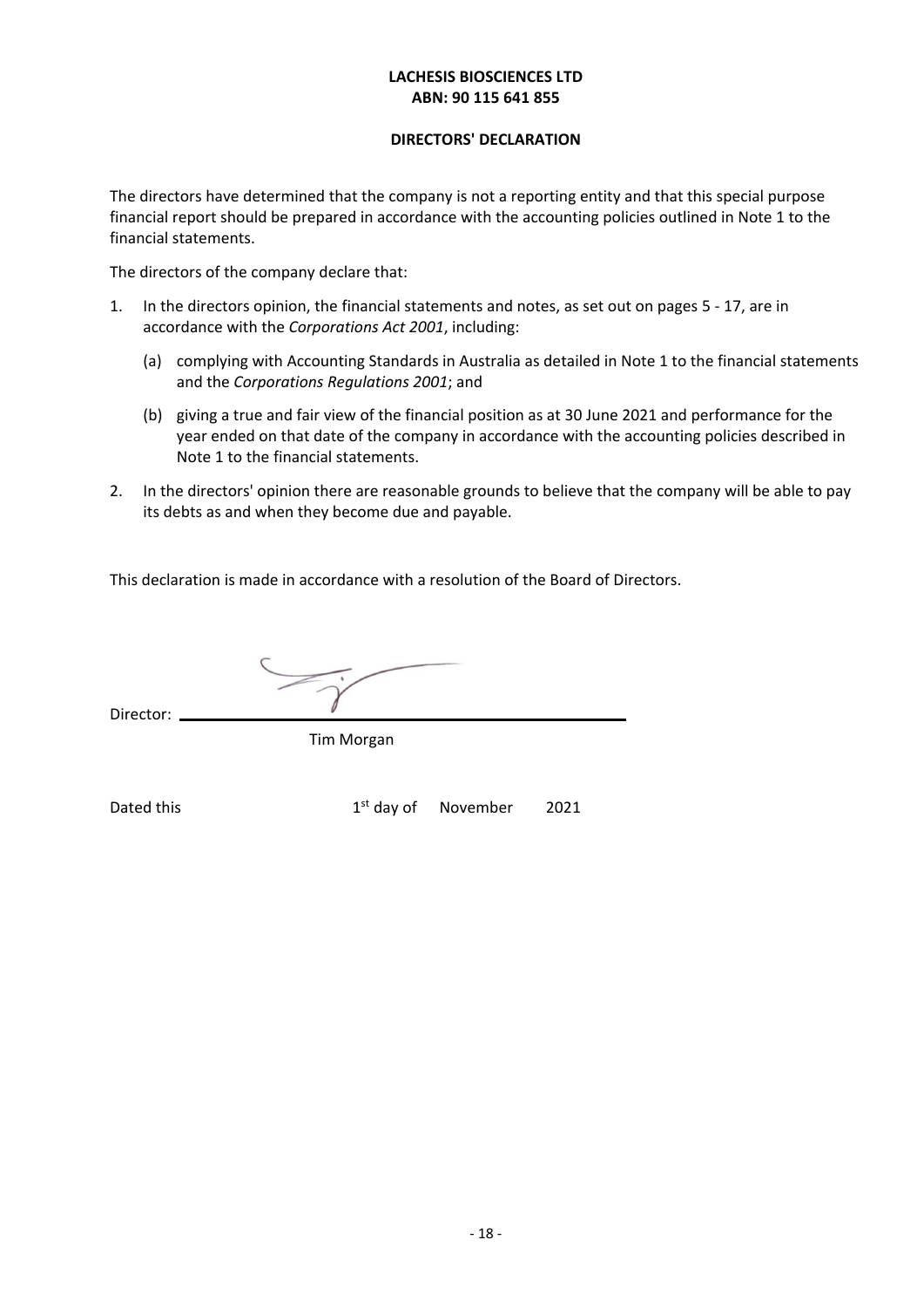**LACHESIS BIOSCIENCES LTD**
**ABN: 90 115 641 855**

**DIRECTORS' DECLARATION**

The directors have determined that the company is not a reporting entity and that this special purpose financial report should be prepared in accordance with the accounting policies outlined in Note 1 to the financial statements.

The directors of the company declare that:

1. In the directors opinion, the financial statements and notes, as set out on pages 5 - 17, are in accordance with the *Corporations Act 2001*, including:

   (a) complying with Accounting Standards in Australia as detailed in Note 1 to the financial statements and the *Corporations Regulations 2001*; and

   (b) giving a true and fair view of the financial position as at 30 June 2021 and performance for the year ended on that date of the company in accordance with the accounting policies described in Note 1 to the financial statements.

2. In the directors' opinion there are reasonable grounds to believe that the company will be able to pay its debts as and when they become due and payable.

This declaration is made in accordance with a resolution of the Board of Directors.

Director: ______________________________

Tim Morgan

Dated this 1st day of November 2021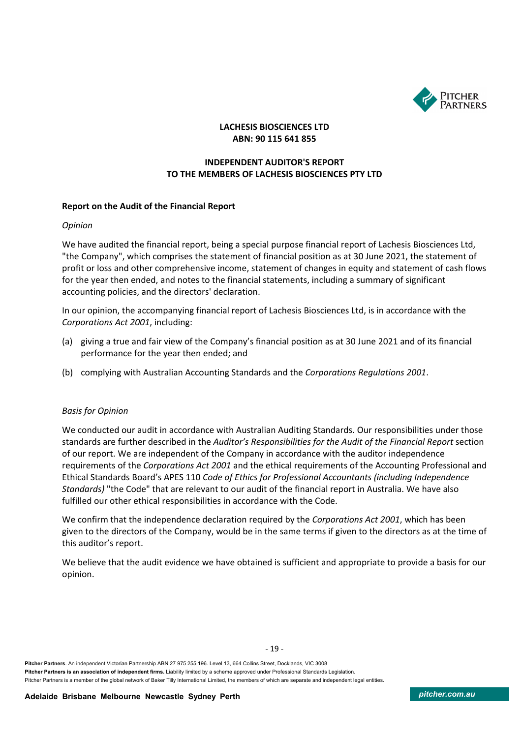**LACHESIS BIOSCIENCES LTD**
**ABN: 90 115 641 855**

**INDEPENDENT AUDITOR'S REPORT**
**TO THE MEMBERS OF LACHESIS BIOSCIENCES PTY LTD**

## Report on the Audit of the Financial Report

*Opinion*

We have audited the financial report, being a special purpose financial report of Lachesis Biosciences Ltd, "the Company", which comprises the statement of financial position as at 30 June 2021, the statement of profit or loss and other comprehensive income, statement of changes in equity and statement of cash flows for the year then ended, and notes to the financial statements, including a summary of significant accounting policies, and the directors' declaration.

In our opinion, the accompanying financial report of Lachesis Biosciences Ltd, is in accordance with the *Corporations Act 2001*, including:

(a) giving a true and fair view of the Company's financial position as at 30 June 2021 and of its financial performance for the year then ended; and

(b) complying with Australian Accounting Standards and the *Corporations Regulations 2001*.

*Basis for Opinion*

We conducted our audit in accordance with Australian Auditing Standards. Our responsibilities under those standards are further described in the *Auditor's Responsibilities for the Audit of the Financial Report* section of our report. We are independent of the Company in accordance with the auditor independence requirements of the *Corporations Act 2001* and the ethical requirements of the Accounting Professional and Ethical Standards Board's APES 110 *Code of Ethics for Professional Accountants (including Independence Standards)* "the Code" that are relevant to our audit of the financial report in Australia. We have also fulfilled our other ethical responsibilities in accordance with the Code.

We confirm that the independence declaration required by the *Corporations Act 2001*, which has been given to the directors of the Company, would be in the same terms if given to the directors as at the time of this auditor's report.

We believe that the audit evidence we have obtained is sufficient and appropriate to provide a basis for our opinion.

**Pitcher Partners**. An independent Victorian Partnership ABN 27 975 255 196. Level 13, 664 Collins Street, Docklands, VIC 3008
**Pitcher Partners is an association of independent firms.** Liability limited by a scheme approved under Professional Standards Legislation.
Pitcher Partners is a member of the global network of Baker Tilly International Limited, the members of which are separate and independent legal entities.

**Adelaide Brisbane Melbourne Newcastle Sydney Perth** *pitcher.com.au*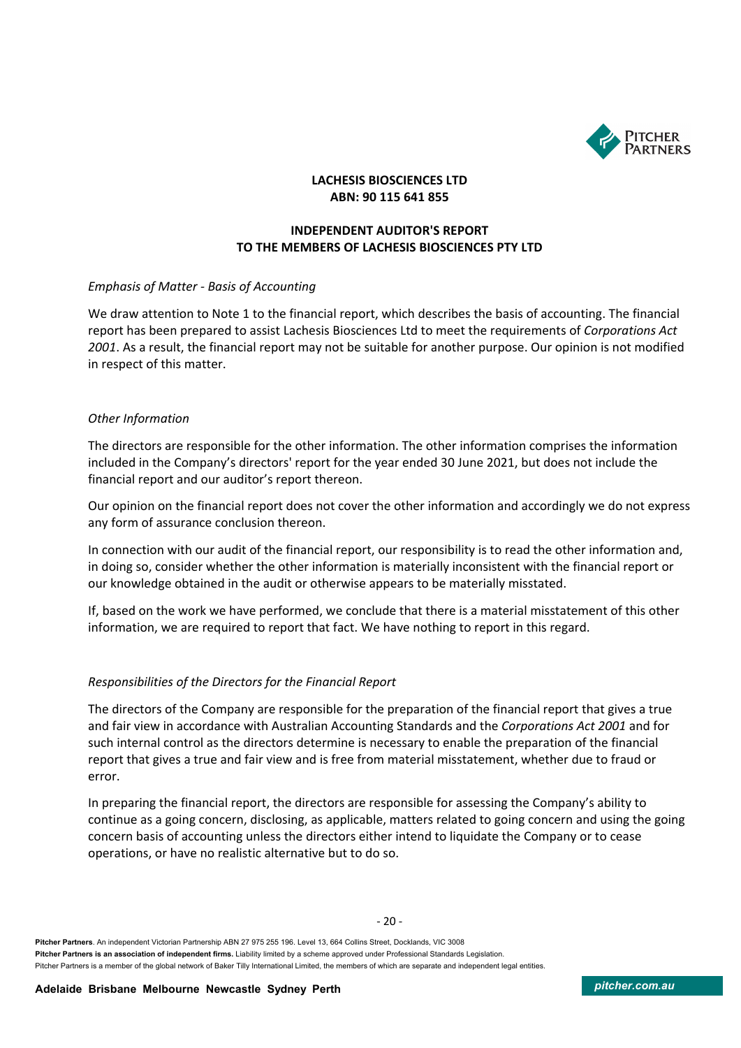**LACHESIS BIOSCIENCES LTD**
**ABN: 90 115 641 855**

**INDEPENDENT AUDITOR'S REPORT**
**TO THE MEMBERS OF LACHESIS BIOSCIENCES PTY LTD**

*Emphasis of Matter - Basis of Accounting*

We draw attention to Note 1 to the financial report, which describes the basis of accounting. The financial report has been prepared to assist Lachesis Biosciences Ltd to meet the requirements of *Corporations Act 2001*. As a result, the financial report may not be suitable for another purpose. Our opinion is not modified in respect of this matter.

*Other Information*

The directors are responsible for the other information. The other information comprises the information included in the Company's directors' report for the year ended 30 June 2021, but does not include the financial report and our auditor's report thereon.

Our opinion on the financial report does not cover the other information and accordingly we do not express any form of assurance conclusion thereon.

In connection with our audit of the financial report, our responsibility is to read the other information and, in doing so, consider whether the other information is materially inconsistent with the financial report or our knowledge obtained in the audit or otherwise appears to be materially misstated.

If, based on the work we have performed, we conclude that there is a material misstatement of this other information, we are required to report that fact. We have nothing to report in this regard.

*Responsibilities of the Directors for the Financial Report*

The directors of the Company are responsible for the preparation of the financial report that gives a true and fair view in accordance with Australian Accounting Standards and the *Corporations Act 2001* and for such internal control as the directors determine is necessary to enable the preparation of the financial report that gives a true and fair view and is free from material misstatement, whether due to fraud or error.

In preparing the financial report, the directors are responsible for assessing the Company's ability to continue as a going concern, disclosing, as applicable, matters related to going concern and using the going concern basis of accounting unless the directors either intend to liquidate the Company or to cease operations, or have no realistic alternative but to do so.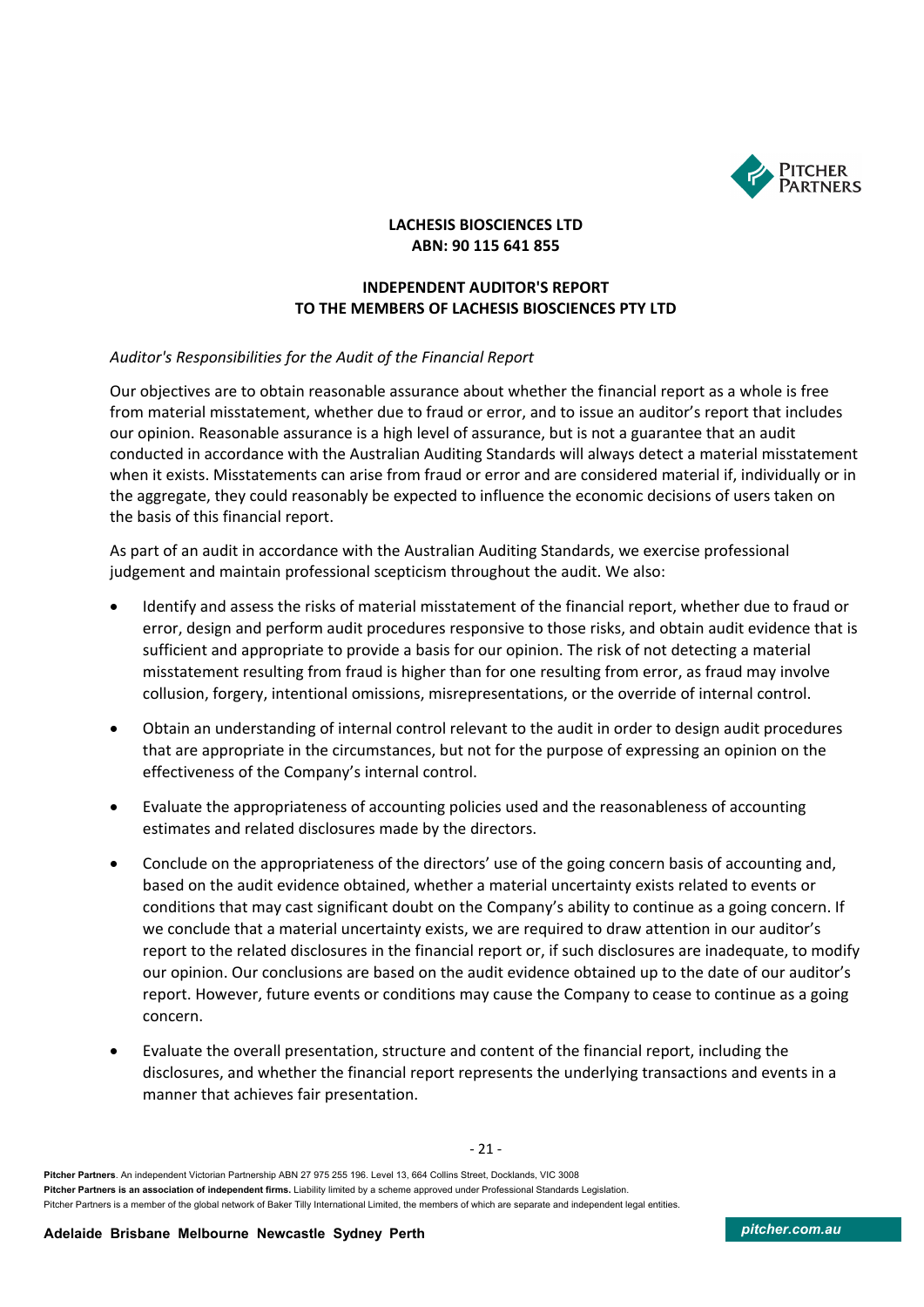**LACHESIS BIOSCIENCES LTD**
**ABN: 90 115 641 855**

**INDEPENDENT AUDITOR'S REPORT**
**TO THE MEMBERS OF LACHESIS BIOSCIENCES PTY LTD**

*Auditor's Responsibilities for the Audit of the Financial Report*

Our objectives are to obtain reasonable assurance about whether the financial report as a whole is free from material misstatement, whether due to fraud or error, and to issue an auditor's report that includes our opinion. Reasonable assurance is a high level of assurance, but is not a guarantee that an audit conducted in accordance with the Australian Auditing Standards will always detect a material misstatement when it exists. Misstatements can arise from fraud or error and are considered material if, individually or in the aggregate, they could reasonably be expected to influence the economic decisions of users taken on the basis of this financial report.

As part of an audit in accordance with the Australian Auditing Standards, we exercise professional judgement and maintain professional scepticism throughout the audit. We also:

- Identify and assess the risks of material misstatement of the financial report, whether due to fraud or error, design and perform audit procedures responsive to those risks, and obtain audit evidence that is sufficient and appropriate to provide a basis for our opinion. The risk of not detecting a material misstatement resulting from fraud is higher than for one resulting from error, as fraud may involve collusion, forgery, intentional omissions, misrepresentations, or the override of internal control.

- Obtain an understanding of internal control relevant to the audit in order to design audit procedures that are appropriate in the circumstances, but not for the purpose of expressing an opinion on the effectiveness of the Company's internal control.

- Evaluate the appropriateness of accounting policies used and the reasonableness of accounting estimates and related disclosures made by the directors.

- Conclude on the appropriateness of the directors' use of the going concern basis of accounting and, based on the audit evidence obtained, whether a material uncertainty exists related to events or conditions that may cast significant doubt on the Company's ability to continue as a going concern. If we conclude that a material uncertainty exists, we are required to draw attention in our auditor's report to the related disclosures in the financial report or, if such disclosures are inadequate, to modify our opinion. Our conclusions are based on the audit evidence obtained up to the date of our auditor's report. However, future events or conditions may cause the Company to cease to continue as a going concern.

- Evaluate the overall presentation, structure and content of the financial report, including the disclosures, and whether the financial report represents the underlying transactions and events in a manner that achieves fair presentation.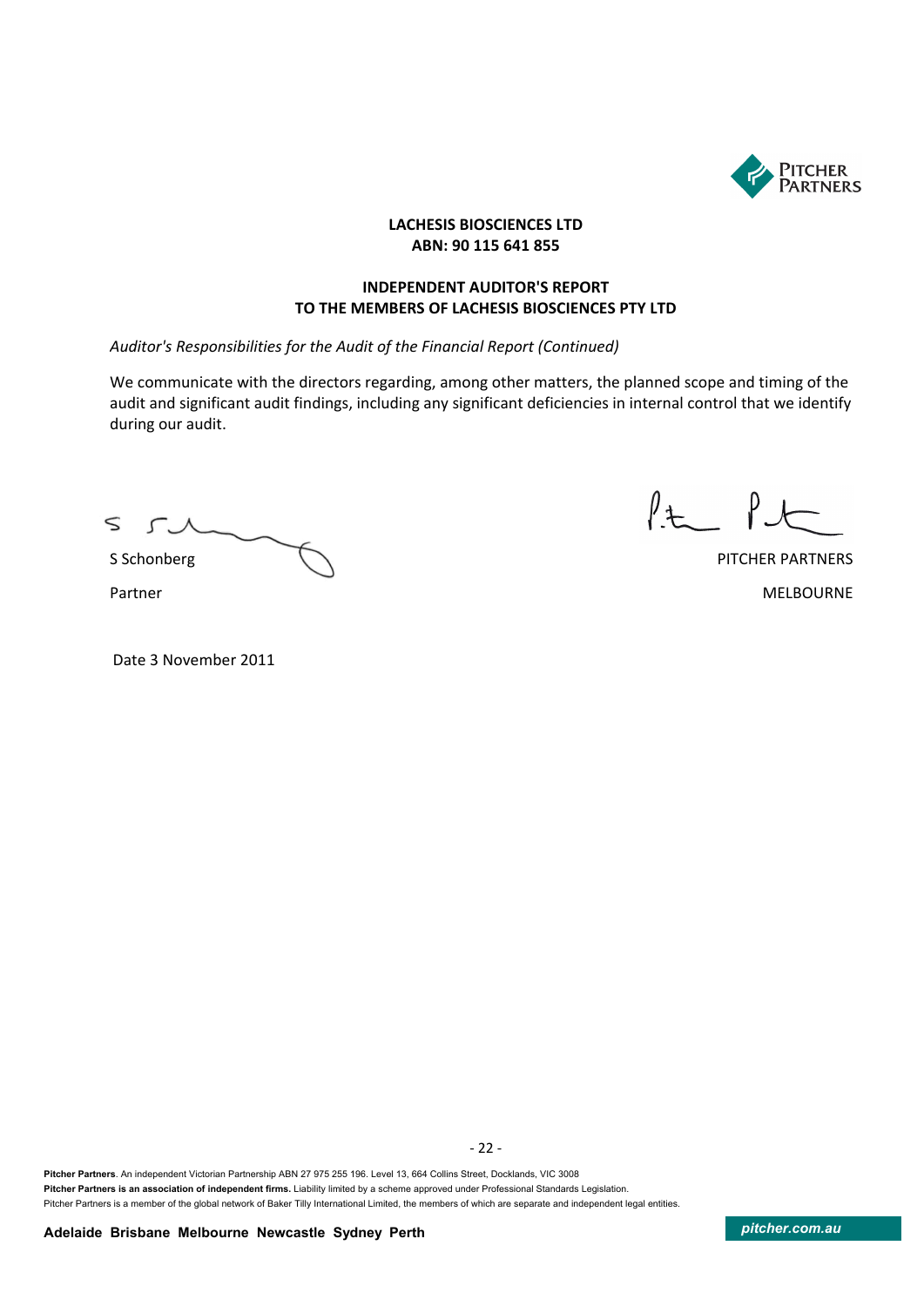**LACHESIS BIOSCIENCES LTD**
**ABN: 90 115 641 855**

**INDEPENDENT AUDITOR'S REPORT**
**TO THE MEMBERS OF LACHESIS BIOSCIENCES PTY LTD**

*Auditor's Responsibilities for the Audit of the Financial Report (Continued)*

We communicate with the directors regarding, among other matters, the planned scope and timing of the audit and significant audit findings, including any significant deficiencies in internal control that we identify during our audit.

S Schonberg
Partner

PITCHER PARTNERS
MELBOURNE

Date 3 November 2011

**Pitcher Partners**. An independent Victorian Partnership ABN 27 975 255 196. Level 13, 664 Collins Street, Docklands, VIC 3008
**Pitcher Partners is an association of independent firms.** Liability limited by a scheme approved under Professional Standards Legislation.
Pitcher Partners is a member of the global network of Baker Tilly International Limited, the members of which are separate and independent legal entities.

**Adelaide Brisbane Melbourne Newcastle Sydney Perth**

*pitcher.com.au*